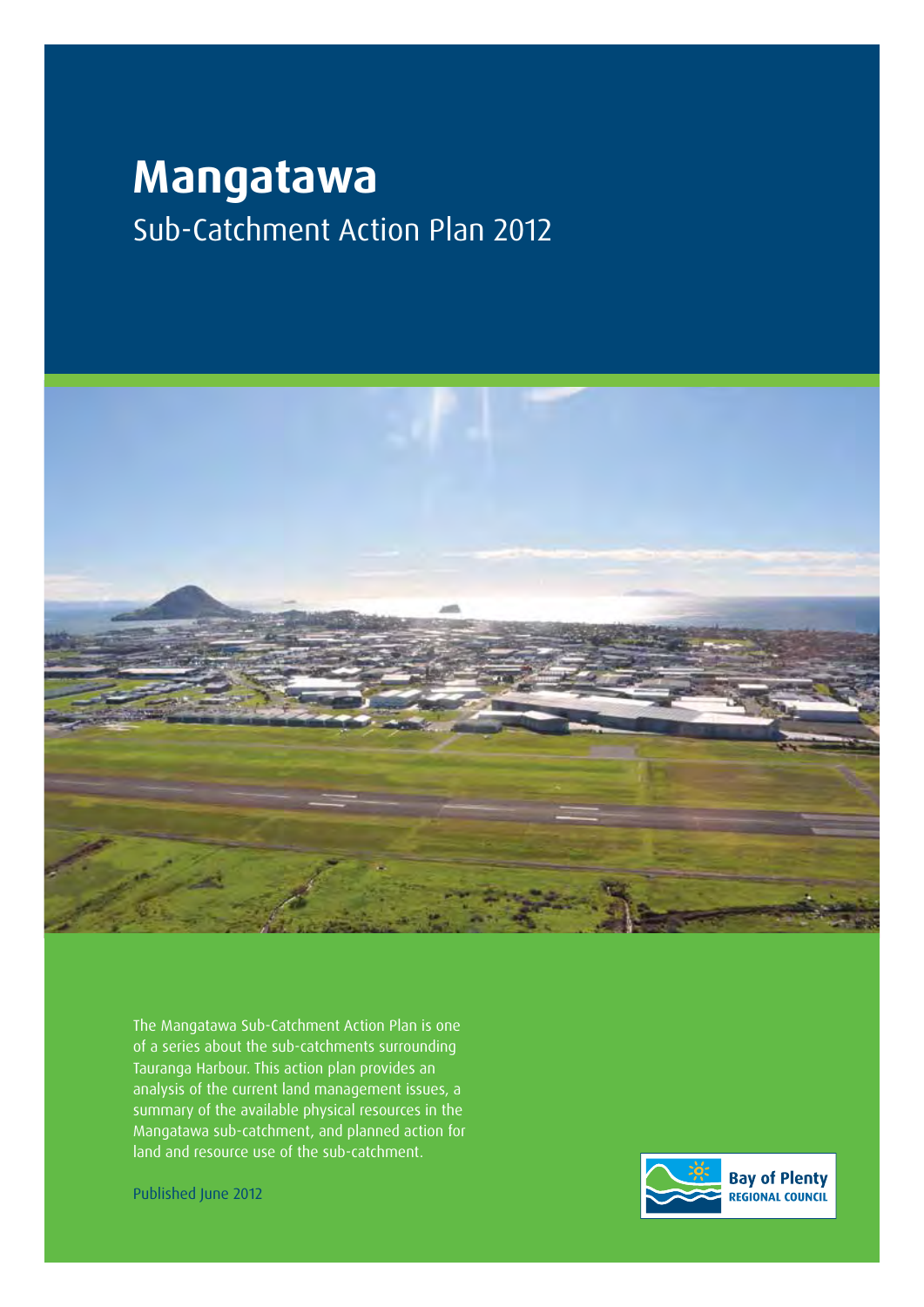# Mangatawa

## Sub-Catchment Action Plan 2012

The Mangatawa Sub-Catchment Action Plan is one of a series about the sub-catchments surrounding Tauranga Harbour. This action plan provides an analysis of the current land management issues, a summary of the available physical resources in the Mangatawa sub-catchment, and planned action for land and resource use of the sub-catchment.

Published June 2012

Bay of Plenty
REGIONAL COUNCIL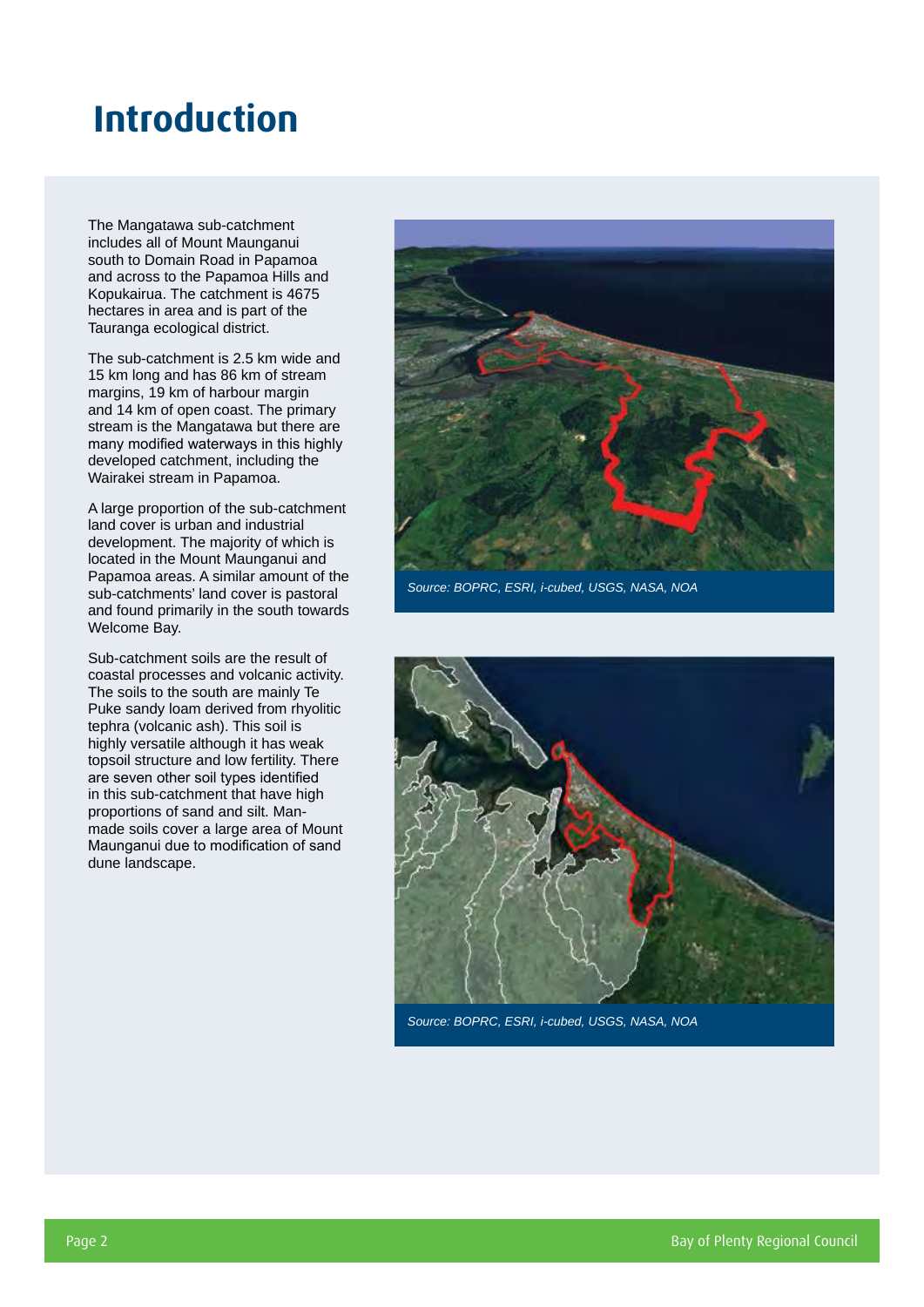# Introduction

The Mangatawa sub-catchment includes all of Mount Maunganui south to Domain Road in Papamoa and across to the Papamoa Hills and Kopukairua. The catchment is 4675 hectares in area and is part of the Tauranga ecological district.

The sub-catchment is 2.5 km wide and 15 km long and has 86 km of stream margins, 19 km of harbour margin and 14 km of open coast. The primary stream is the Mangatawa but there are many modified waterways in this highly developed catchment, including the Wairakei stream in Papamoa.

A large proportion of the sub-catchment land cover is urban and industrial development. The majority of which is located in the Mount Maunganui and Papamoa areas. A similar amount of the sub-catchments' land cover is pastoral and found primarily in the south towards Welcome Bay.

Sub-catchment soils are the result of coastal processes and volcanic activity. The soils to the south are mainly Te Puke sandy loam derived from rhyolitic tephra (volcanic ash). This soil is highly versatile although it has weak topsoil structure and low fertility. There are seven other soil types identified in this sub-catchment that have high proportions of sand and silt. Man-made soils cover a large area of Mount Maunganui due to modification of sand dune landscape.

*Source: BOPRC, ESRI, i-cubed, USGS, NASA, NOA*

*Source: BOPRC, ESRI, i-cubed, USGS, NASA, NOA*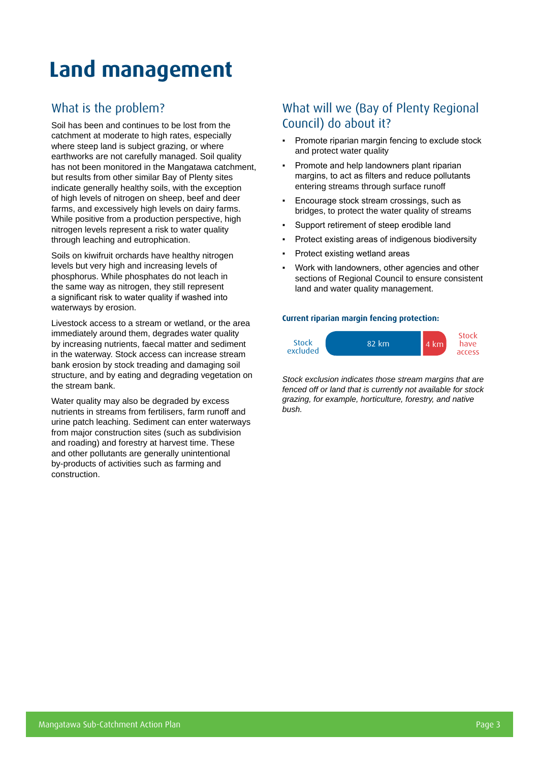# Land management

## What is the problem?

Soil has been and continues to be lost from the catchment at moderate to high rates, especially where steep land is subject grazing, or where earthworks are not carefully managed. Soil quality has not been monitored in the Mangatawa catchment, but results from other similar Bay of Plenty sites indicate generally healthy soils, with the exception of high levels of nitrogen on sheep, beef and deer farms, and excessively high levels on dairy farms. While positive from a production perspective, high nitrogen levels represent a risk to water quality through leaching and eutrophication.

Soils on kiwifruit orchards have healthy nitrogen levels but very high and increasing levels of phosphorus. While phosphates do not leach in the same way as nitrogen, they still represent a significant risk to water quality if washed into waterways by erosion.

Livestock access to a stream or wetland, or the area immediately around them, degrades water quality by increasing nutrients, faecal matter and sediment in the waterway. Stock access can increase stream bank erosion by stock treading and damaging soil structure, and by eating and degrading vegetation on the stream bank.

Water quality may also be degraded by excess nutrients in streams from fertilisers, farm runoff and urine patch leaching. Sediment can enter waterways from major construction sites (such as subdivision and roading) and forestry at harvest time. These and other pollutants are generally unintentional by-products of activities such as farming and construction.

## What will we (Bay of Plenty Regional Council) do about it?

- Promote riparian margin fencing to exclude stock and protect water quality
- Promote and help landowners plant riparian margins, to act as filters and reduce pollutants entering streams through surface runoff
- Encourage stock stream crossings, such as bridges, to protect the water quality of streams
- Support retirement of steep erodible land
- Protect existing areas of indigenous biodiversity
- Protect existing wetland areas
- Work with landowners, other agencies and other sections of Regional Council to ensure consistent land and water quality management.

**Current riparian margin fencing protection:**

| Stock excluded | Stock have access |
|---|---|
| 82 km | 4 km |

*Stock exclusion indicates those stream margins that are fenced off or land that is currently not available for stock grazing, for example, horticulture, forestry, and native bush.*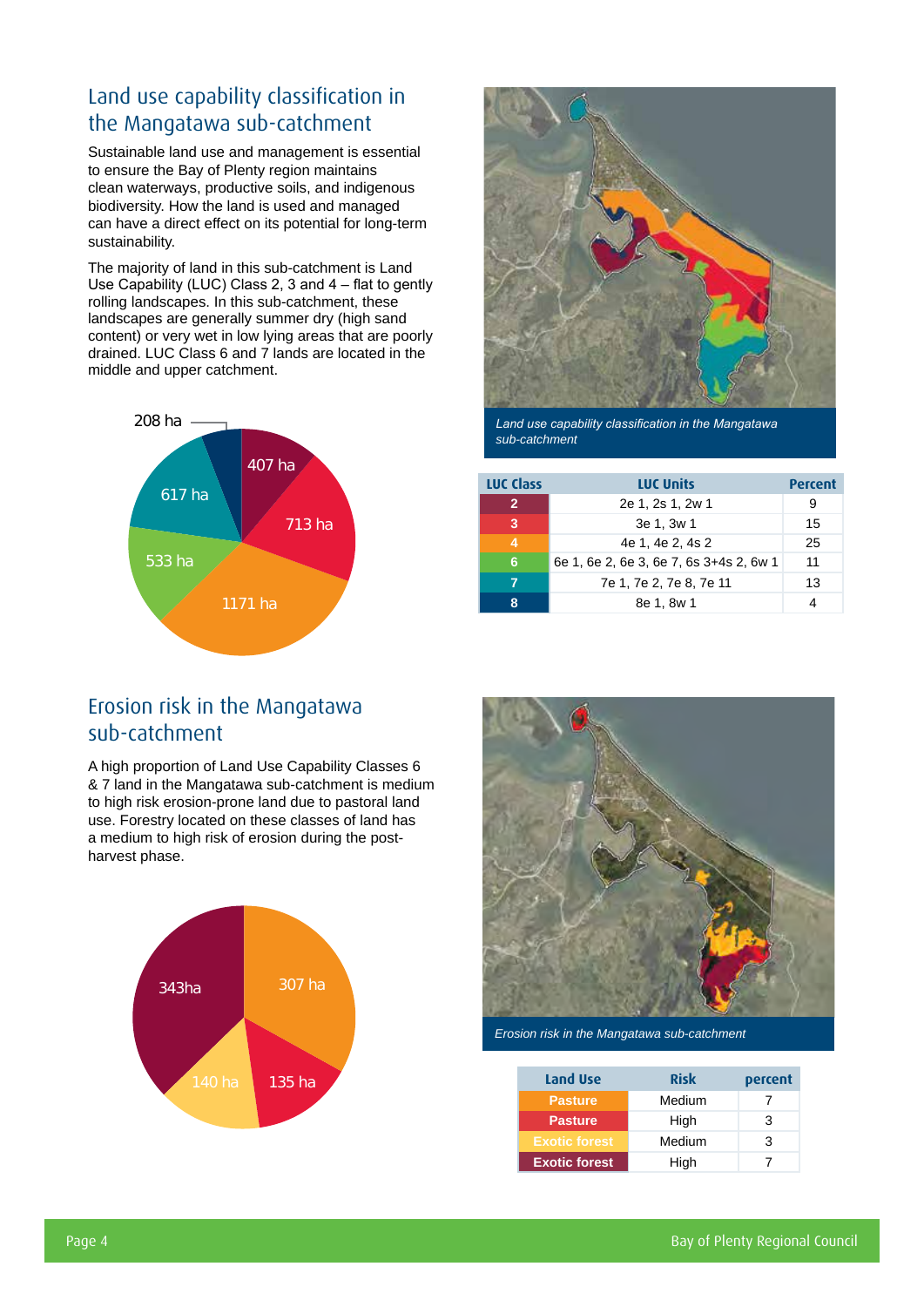## Land use capability classification in the Mangatawa sub-catchment

Sustainable land use and management is essential to ensure the Bay of Plenty region maintains clean waterways, productive soils, and indigenous biodiversity. How the land is used and managed can have a direct effect on its potential for long-term sustainability.

The majority of land in this sub-catchment is Land Use Capability (LUC) Class 2, 3 and 4 – flat to gently rolling landscapes. In this sub-catchment, these landscapes are generally summer dry (high sand content) or very wet in low lying areas that are poorly drained. LUC Class 6 and 7 lands are located in the middle and upper catchment.

208 ha

407 ha

713 ha

617 ha

533 ha

1171 ha

*Land use capability classification in the Mangatawa sub-catchment*

| LUC Class | LUC Units | Percent |
|---|---|---|
| 2 | 2e 1, 2s 1, 2w 1 | 9 |
| 3 | 3e 1, 3w 1 | 15 |
| 4 | 4e 1, 4e 2, 4s 2 | 25 |
| 6 | 6e 1, 6e 2, 6e 3, 6e 7, 6s 3+4s 2, 6w 1 | 11 |
| 7 | 7e 1, 7e 2, 7e 8, 7e 11 | 13 |
| 8 | 8e 1, 8w 1 | 4 |

## Erosion risk in the Mangatawa sub-catchment

A high proportion of Land Use Capability Classes 6 & 7 land in the Mangatawa sub-catchment is medium to high risk erosion-prone land due to pastoral land use. Forestry located on these classes of land has a medium to high risk of erosion during the post-harvest phase.

343ha

307 ha

140 ha

135 ha

*Erosion risk in the Mangatawa sub-catchment*

| Land Use | Risk | percent |
|---|---|---|
| Pasture | Medium | 7 |
| Pasture | High | 3 |
| Exotic forest | Medium | 3 |
| Exotic forest | High | 7 |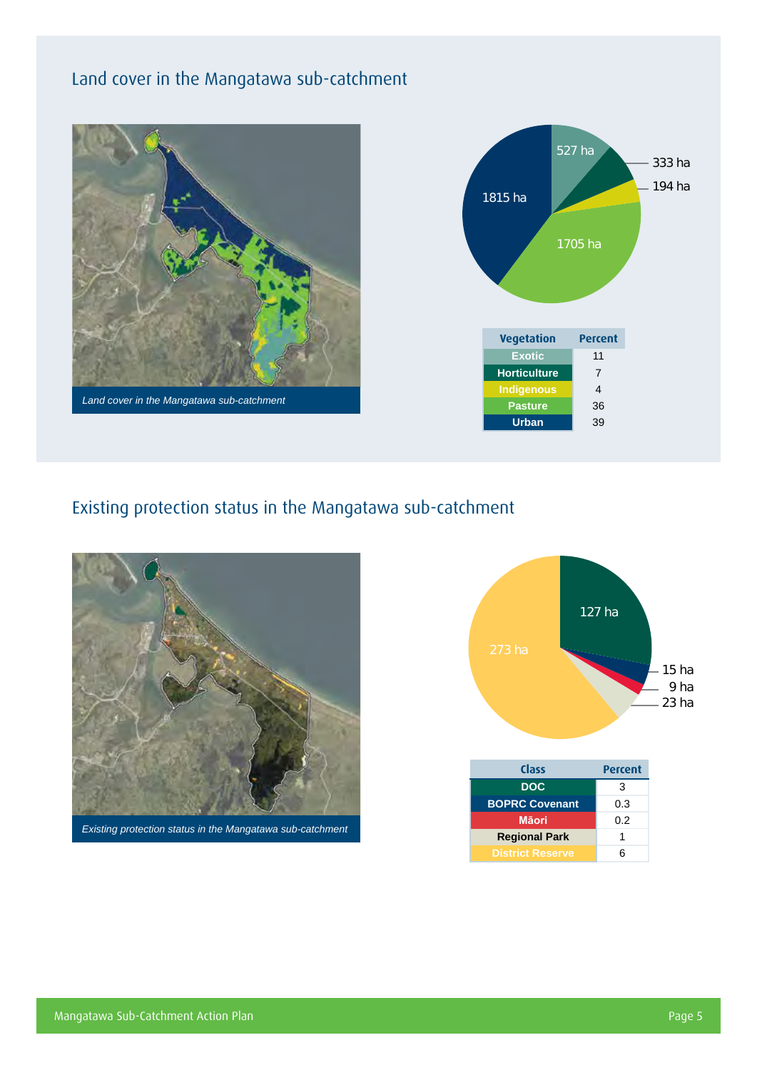## Land cover in the Mangatawa sub-catchment

*Land cover in the Mangatawa sub-catchment*

527 ha

333 ha

194 ha

1815 ha

1705 ha

| Vegetation | Percent |
|---|---|
| Exotic | 11 |
| Horticulture | 7 |
| Indigenous | 4 |
| Pasture | 36 |
| Urban | 39 |

## Existing protection status in the Mangatawa sub-catchment

*Existing protection status in the Mangatawa sub-catchment*

127 ha

273 ha

15 ha

9 ha

23 ha

| Class | Percent |
|---|---|
| DOC | 3 |
| BOPRC Covenant | 0.3 |
| Māori | 0.2 |
| Regional Park | 1 |
| District Reserve | 6 |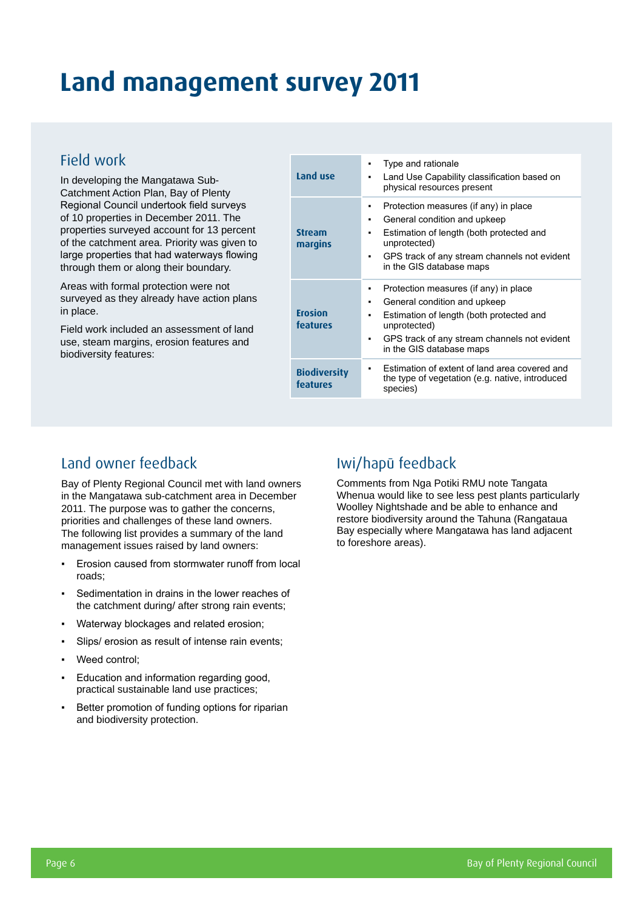# Land management survey 2011

## Field work

In developing the Mangatawa Sub-Catchment Action Plan, Bay of Plenty Regional Council undertook field surveys of 10 properties in December 2011. The properties surveyed account for 13 percent of the catchment area. Priority was given to large properties that had waterways flowing through them or along their boundary.

Areas with formal protection were not surveyed as they already have action plans in place.

Field work included an assessment of land use, steam margins, erosion features and biodiversity features:

| | |
|---|---|
| **Land use** | ▪ Type and rationale<br>▪ Land Use Capability classification based on physical resources present |
| **Stream margins** | ▪ Protection measures (if any) in place<br>▪ General condition and upkeep<br>▪ Estimation of length (both protected and unprotected)<br>▪ GPS track of any stream channels not evident in the GIS database maps |
| **Erosion features** | ▪ Protection measures (if any) in place<br>▪ General condition and upkeep<br>▪ Estimation of length (both protected and unprotected)<br>▪ GPS track of any stream channels not evident in the GIS database maps |
| **Biodiversity features** | ▪ Estimation of extent of land area covered and the type of vegetation (e.g. native, introduced species) |

## Land owner feedback

Bay of Plenty Regional Council met with land owners in the Mangatawa sub-catchment area in December 2011. The purpose was to gather the concerns, priorities and challenges of these land owners. The following list provides a summary of the land management issues raised by land owners:

- Erosion caused from stormwater runoff from local roads;
- Sedimentation in drains in the lower reaches of the catchment during/ after strong rain events;
- Waterway blockages and related erosion;
- Slips/ erosion as result of intense rain events;
- Weed control;
- Education and information regarding good, practical sustainable land use practices;
- Better promotion of funding options for riparian and biodiversity protection.

## Iwi/hapū feedback

Comments from Nga Potiki RMU note Tangata Whenua would like to see less pest plants particularly Woolley Nightshade and be able to enhance and restore biodiversity around the Tahuna (Rangataua Bay especially where Mangatawa has land adjacent to foreshore areas).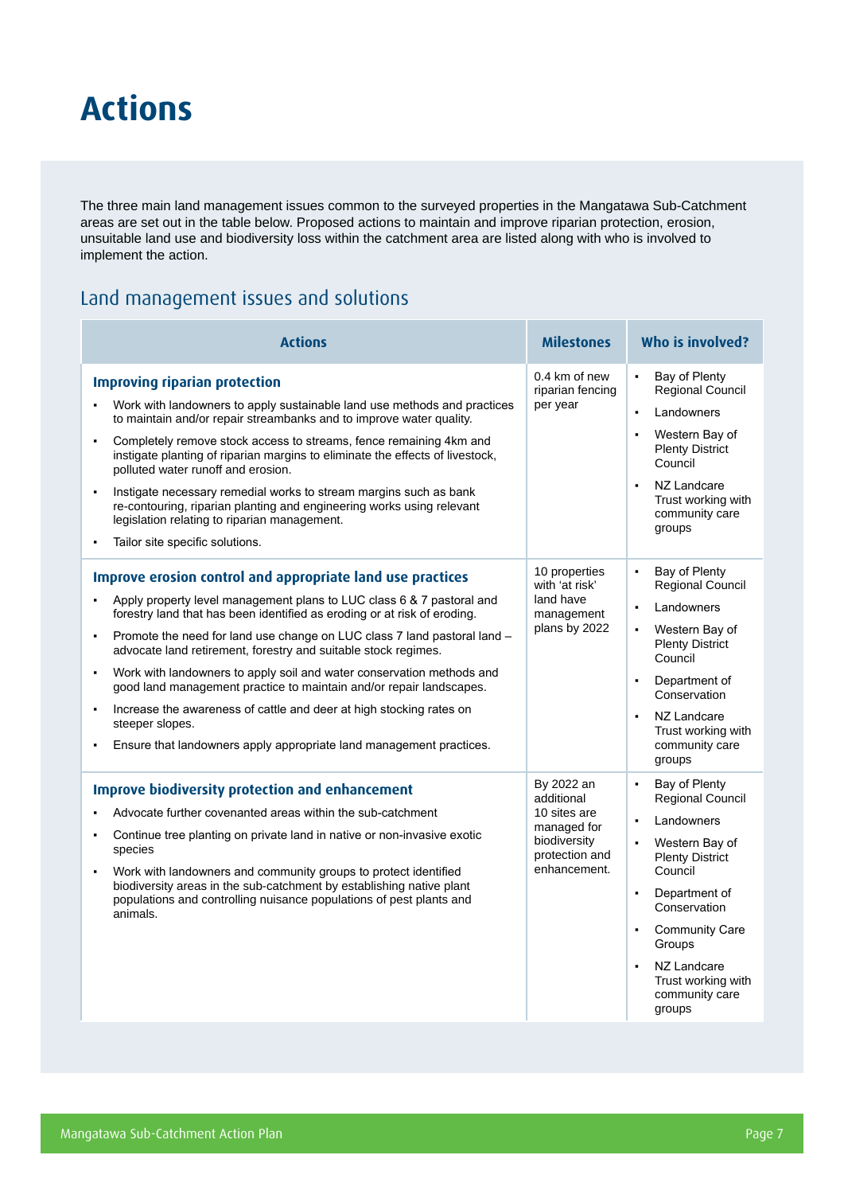# Actions

The three main land management issues common to the surveyed properties in the Mangatawa Sub-Catchment areas are set out in the table below. Proposed actions to maintain and improve riparian protection, erosion, unsuitable land use and biodiversity loss within the catchment area are listed along with who is involved to implement the action.

## Land management issues and solutions

| Actions | Milestones | Who is involved? |
|---|---|---|
| **Improving riparian protection**<br>▪ Work with landowners to apply sustainable land use methods and practices to maintain and/or repair streambanks and to improve water quality.<br>▪ Completely remove stock access to streams, fence remaining 4km and instigate planting of riparian margins to eliminate the effects of livestock, polluted water runoff and erosion.<br>▪ Instigate necessary remedial works to stream margins such as bank re-contouring, riparian planting and engineering works using relevant legislation relating to riparian management.<br>▪ Tailor site specific solutions. | 0.4 km of new riparian fencing per year | ▪ Bay of Plenty Regional Council<br>▪ Landowners<br>▪ Western Bay of Plenty District Council<br>▪ NZ Landcare Trust working with community care groups |
| **Improve erosion control and appropriate land use practices**<br>▪ Apply property level management plans to LUC class 6 & 7 pastoral and forestry land that has been identified as eroding or at risk of eroding.<br>▪ Promote the need for land use change on LUC class 7 land pastoral land – advocate land retirement, forestry and suitable stock regimes.<br>▪ Work with landowners to apply soil and water conservation methods and good land management practice to maintain and/or repair landscapes.<br>▪ Increase the awareness of cattle and deer at high stocking rates on steeper slopes.<br>▪ Ensure that landowners apply appropriate land management practices. | 10 properties with 'at risk' land have management plans by 2022 | ▪ Bay of Plenty Regional Council<br>▪ Landowners<br>▪ Western Bay of Plenty District Council<br>▪ Department of Conservation<br>▪ NZ Landcare Trust working with community care groups |
| **Improve biodiversity protection and enhancement**<br>▪ Advocate further covenanted areas within the sub-catchment<br>▪ Continue tree planting on private land in native or non-invasive exotic species<br>▪ Work with landowners and community groups to protect identified biodiversity areas in the sub-catchment by establishing native plant populations and controlling nuisance populations of pest plants and animals. | By 2022 an additional 10 sites are managed for biodiversity protection and enhancement. | ▪ Bay of Plenty Regional Council<br>▪ Landowners<br>▪ Western Bay of Plenty District Council<br>▪ Department of Conservation<br>▪ Community Care Groups<br>▪ NZ Landcare Trust working with community care groups |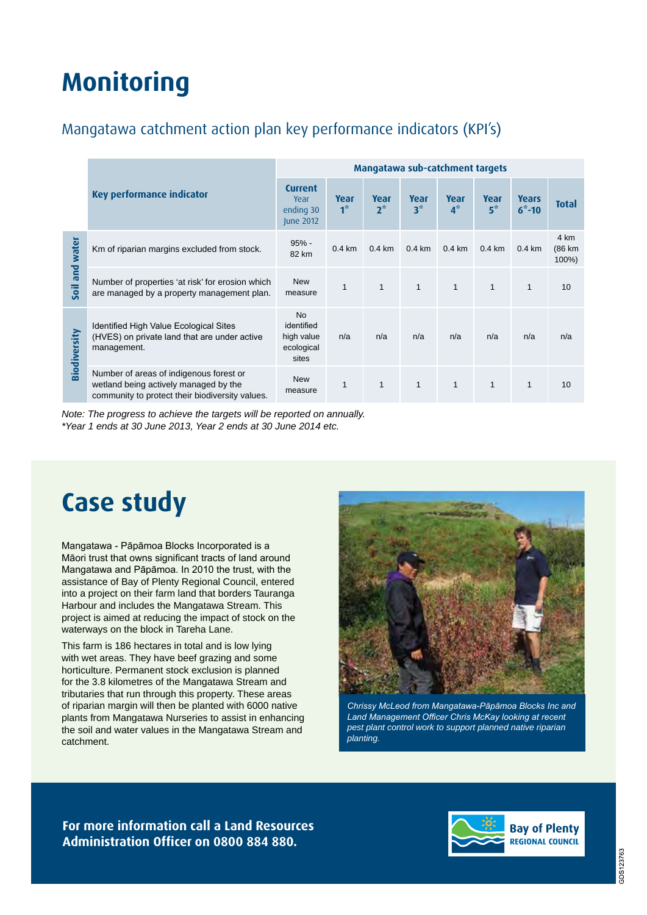# Monitoring

## Mangatawa catchment action plan key performance indicators (KPI's)

| | Key performance indicator | Mangatawa sub-catchment targets | | | | | | | |
|---|---|---|---|---|---|---|---|---|---|
| | | Current Year ending 30 June 2012 | Year 1* | Year 2* | Year 3* | Year 4* | Year 5* | Years 6*-10 | Total |
| Soil and water | Km of riparian margins excluded from stock. | 95% - 82 km | 0.4 km | 0.4 km | 0.4 km | 0.4 km | 0.4 km | 0.4 km | 4 km (86 km 100%) |
| Soil and water | Number of properties 'at risk' for erosion which are managed by a property management plan. | New measure | 1 | 1 | 1 | 1 | 1 | 1 | 10 |
| Biodiversity | Identified High Value Ecological Sites (HVES) on private land that are under active management. | No identified high value ecological sites | n/a | n/a | n/a | n/a | n/a | n/a | n/a |
| Biodiversity | Number of areas of indigenous forest or wetland being actively managed by the community to protect their biodiversity values. | New measure | 1 | 1 | 1 | 1 | 1 | 1 | 10 |

*Note: The progress to achieve the targets will be reported on annually.*
*\*Year 1 ends at 30 June 2013, Year 2 ends at 30 June 2014 etc.*

# Case study

Mangatawa - Pāpāmoa Blocks Incorporated is a Māori trust that owns significant tracts of land around Mangatawa and Pāpāmoa. In 2010 the trust, with the assistance of Bay of Plenty Regional Council, entered into a project on their farm land that borders Tauranga Harbour and includes the Mangatawa Stream. This project is aimed at reducing the impact of stock on the waterways on the block in Tareha Lane.

This farm is 186 hectares in total and is low lying with wet areas. They have beef grazing and some horticulture. Permanent stock exclusion is planned for the 3.8 kilometres of the Mangatawa Stream and tributaries that run through this property. These areas of riparian margin will then be planted with 6000 native plants from Mangatawa Nurseries to assist in enhancing the soil and water values in the Mangatawa Stream and catchment.

*Chrissy McLeod from Mangatawa-Pāpāmoa Blocks Inc and Land Management Officer Chris McKay looking at recent pest plant control work to support planned native riparian planting.*

**For more information call a Land Resources Administration Officer on 0800 884 880.**

Bay of Plenty REGIONAL COUNCIL

GDS123763